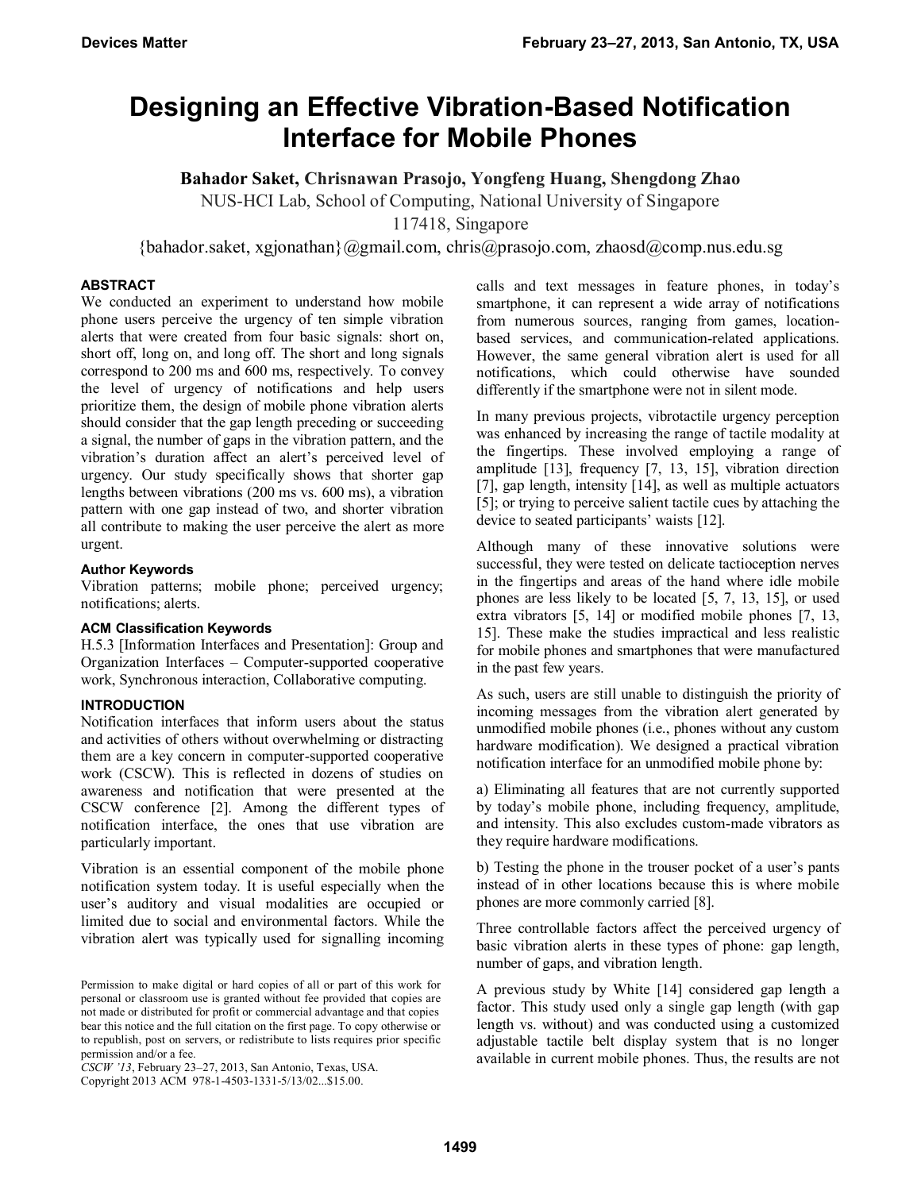# Designing an Effective Vibration-Based Notification Interface for Mobile Phones

**Bahador Saket, Chrisnawan Prasojo, Yongfeng Huang, Shengdong Zhao**

NUS-HCI Lab, School of Computing, National University of Singapore

117418, Singapore

{bahador.saket, xgjonathan}@gmail.com, chris@prasojo.com, zhaosd@comp.nus.edu.sg

## ABSTRACT

We conducted an experiment to understand how mobile phone users perceive the urgency of ten simple vibration alerts that were created from four basic signals: short on, short off, long on, and long off. The short and long signals correspond to 200 ms and 600 ms, respectively. To convey the level of urgency of notifications and help users prioritize them, the design of mobile phone vibration alerts should consider that the gap length preceding or succeeding a signal, the number of gaps in the vibration pattern, and the vibration's duration affect an alert's perceived level of urgency. Our study specifically shows that shorter gap lengths between vibrations (200 ms vs. 600 ms), a vibration pattern with one gap instead of two, and shorter vibration all contribute to making the user perceive the alert as more urgent.

### Author Keywords

Vibration patterns; mobile phone; perceived urgency; notifications; alerts.

### ACM Classification Keywords

H.5.3 [Information Interfaces and Presentation]: Group and Organization Interfaces – Computer-supported cooperative work, Synchronous interaction, Collaborative computing.

## INTRODUCTION

Notification interfaces that inform users about the status and activities of others without overwhelming or distracting them are a key concern in computer-supported cooperative work (CSCW). This is reflected in dozens of studies on awareness and notification that were presented at the CSCW conference [2]. Among the different types of notification interface, the ones that use vibration are particularly important.

Vibration is an essential component of the mobile phone notification system today. It is useful especially when the user's auditory and visual modalities are occupied or limited due to social and environmental factors. While the vibration alert was typically used for signalling incoming calls and text messages in feature phones, in today's smartphone, it can represent a wide array of notifications from numerous sources, ranging from games, location-based services, and communication-related applications. However, the same general vibration alert is used for all notifications, which could otherwise have sounded differently if the smartphone were not in silent mode.

In many previous projects, vibrotactile urgency perception was enhanced by increasing the range of tactile modality at the fingertips. These involved employing a range of amplitude [13], frequency [7, 13, 15], vibration direction [7], gap length, intensity [14], as well as multiple actuators [5]; or trying to perceive salient tactile cues by attaching the device to seated participants' waists [12].

Although many of these innovative solutions were successful, they were tested on delicate tactioception nerves in the fingertips and areas of the hand where idle mobile phones are less likely to be located [5, 7, 13, 15], or used extra vibrators [5, 14] or modified mobile phones [7, 13, 15]. These make the studies impractical and less realistic for mobile phones and smartphones that were manufactured in the past few years.

As such, users are still unable to distinguish the priority of incoming messages from the vibration alert generated by unmodified mobile phones (i.e., phones without any custom hardware modification). We designed a practical vibration notification interface for an unmodified mobile phone by:

a) Eliminating all features that are not currently supported by today's mobile phone, including frequency, amplitude, and intensity. This also excludes custom-made vibrators as they require hardware modifications.

b) Testing the phone in the trouser pocket of a user's pants instead of in other locations because this is where mobile phones are more commonly carried [8].

Three controllable factors affect the perceived urgency of basic vibration alerts in these types of phone: gap length, number of gaps, and vibration length.

A previous study by White [14] considered gap length a factor. This study used only a single gap length (with gap length vs. without) and was conducted using a customized adjustable tactile belt display system that is no longer available in current mobile phones. Thus, the results are not

Permission to make digital or hard copies of all or part of this work for personal or classroom use is granted without fee provided that copies are not made or distributed for profit or commercial advantage and that copies bear this notice and the full citation on the first page. To copy otherwise or to republish, to post on servers, or to redistribute to lists requires prior specific permission and/or a fee.
*CSCW '13*, February 23–27, 2013, San Antonio, Texas, USA.
Copyright 2013 ACM 978-1-4503-1331-5/13/02...$15.00.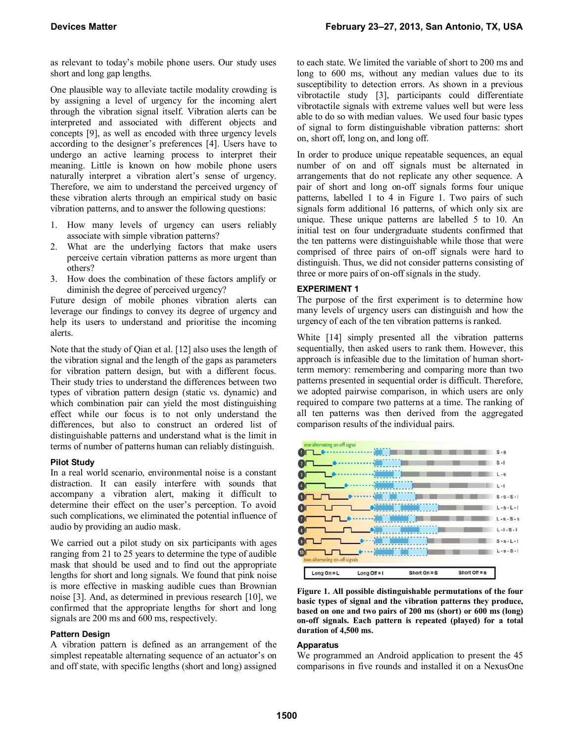as relevant to today's mobile phone users. Our study uses short and long gap lengths.

One plausible way to alleviate tactile modality crowding is by assigning a level of urgency for the incoming alert through the vibration signal itself. Vibration alerts can be interpreted and associated with different objects and concepts [9], as well as encoded with three urgency levels according to the designer's preferences [4]. Users have to undergo an active learning process to interpret their meaning. Little is known on how mobile phone users naturally interpret a vibration alert's sense of urgency. Therefore, we aim to understand the perceived urgency of these vibration alerts through an empirical study on basic vibration patterns, and to answer the following questions:

1. How many levels of urgency can users reliably associate with simple vibration patterns?
2. What are the underlying factors that make users perceive certain vibration patterns as more urgent than others?
3. How does the combination of these factors amplify or diminish the degree of perceived urgency?

Future design of mobile phones vibration alerts can leverage our findings to convey its degree of urgency and help its users to understand and prioritise the incoming alerts.

Note that the study of Qian et al. [12] also uses the length of the vibration signal and the length of the gaps as parameters for vibration pattern design, but with a different focus. Their study tries to understand the differences between two types of vibration pattern design (static vs. dynamic) and which combination pair can yield the most distinguishing effect while our focus is to not only understand the differences, but also to construct an ordered list of distinguishable patterns and understand what is the limit in terms of number of patterns human can reliably distinguish.

### Pilot Study

In a real world scenario, environmental noise is a constant distraction. It can easily interfere with sounds that accompany a vibration alert, making it difficult to determine their effect on the user's perception. To avoid such complications, we eliminated the potential influence of audio by providing an audio mask.

We carried out a pilot study on six participants with ages ranging from 21 to 25 years to determine the type of audible mask that should be used and to find out the appropriate lengths for short and long signals. We found that pink noise is more effective in masking audible cues than Brownian noise [3]. And, as determined in previous research [10], we confirmed that the appropriate lengths for short and long signals are 200 ms and 600 ms, respectively.

### Pattern Design

A vibration pattern is defined as an arrangement of the simplest repeatable alternating sequence of an actuator's on and off state, with specific lengths (short and long) assigned to each state. We limited the variable of short to 200 ms and long to 600 ms, without any median values due to its susceptibility to detection errors. As shown in a previous vibrotactile study [3], participants could differentiate vibrotactile signals with extreme values well but were less able to do so with median values. We used four basic types of signal to form distinguishable vibration patterns: short on, short off, long on, and long off.

In order to produce unique repeatable sequences, an equal number of on and off signals must be alternated in arrangements that do not replicate any other sequence. A pair of short and long on-off signals forms four unique patterns, labelled 1 to 4 in Figure 1. Two pairs of such signals form additional 16 patterns, of which only six are unique. These unique patterns are labelled 5 to 10. An initial test on four undergraduate students confirmed that the ten patterns were distinguishable while those that were comprised of three pairs of on-off signals were hard to distinguish. Thus, we did not consider patterns consisting of three or more pairs of on-off signals in the study.

## EXPERIMENT 1

The purpose of the first experiment is to determine how many levels of urgency users can distinguish and how the urgency of each of the ten vibration patterns is ranked.

White [14] simply presented all the vibration patterns sequentially, then asked users to rank them. However, this approach is infeasible due to the limitation of human short-term memory: remembering and comparing more than two patterns presented in sequential order is difficult. Therefore, we adopted pairwise comparison, in which users are only required to compare two patterns at a time. The ranking of all ten patterns was then derived from the aggregated comparison results of the individual pairs.

**Figure 1. All possible distinguishable permutations of the four basic types of signal and the vibration patterns they produce, based on one and two pairs of 200 ms (short) or 600 ms (long) on-off signals. Each pattern is repeated (played) for a total duration of 4,500 ms.**

### Apparatus

We programmed an Android application to present the 45 comparisons in five rounds and installed it on a NexusOne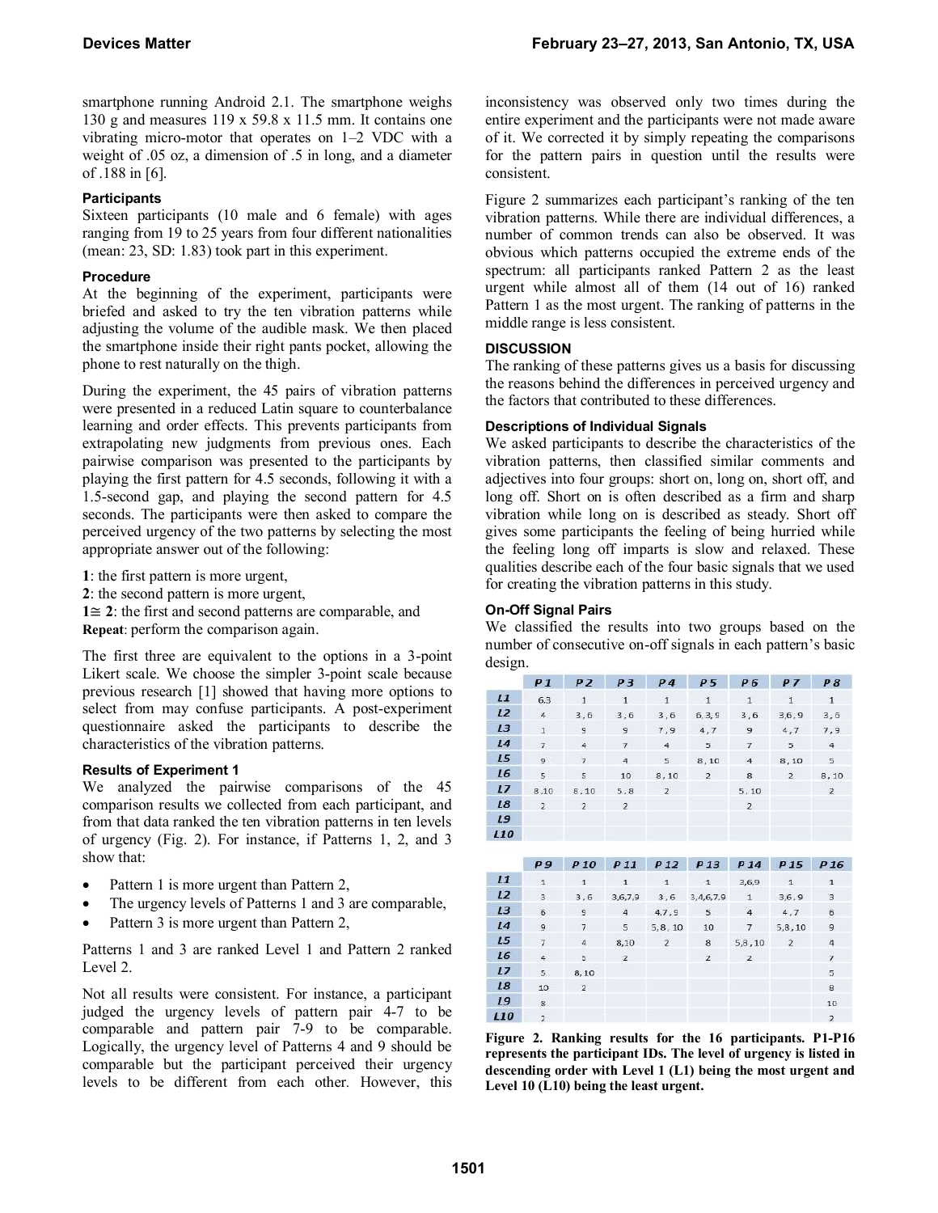smartphone running Android 2.1. The smartphone weighs 130 g and measures 119 x 59.8 x 11.5 mm. It contains one vibrating micro-motor that operates on 1–2 VDC with a weight of .05 oz, a dimension of .5 in long, and a diameter of .188 in [6].

### Participants

Sixteen participants (10 male and 6 female) with ages ranging from 19 to 25 years from four different nationalities (mean: 23, SD: 1.83) took part in this experiment.

### Procedure

At the beginning of the experiment, participants were briefed and asked to try the ten vibration patterns while adjusting the volume of the audible mask. We then placed the smartphone inside their right pants pocket, allowing the phone to rest naturally on the thigh.

During the experiment, the 45 pairs of vibration patterns were presented in a reduced Latin square to counterbalance learning and order effects. This prevents participants from extrapolating new judgments from previous ones. Each pairwise comparison was presented to the participants by playing the first pattern for 4.5 seconds, following it with a 1.5-second gap, and playing the second pattern for 4.5 seconds. The participants were then asked to compare the perceived urgency of the two patterns by selecting the most appropriate answer out of the following:

**1**: the first pattern is more urgent,
**2**: the second pattern is more urgent,
**1≅ 2**: the first and second patterns are comparable, and
**Repeat**: perform the comparison again.

The first three are equivalent to the options in a 3-point Likert scale. We choose the simpler 3-point scale because previous research [1] showed that having more options to select from may confuse participants. A post-experiment questionnaire asked the participants to describe the characteristics of the vibration patterns.

### Results of Experiment 1

We analyzed the pairwise comparisons of the 45 comparison results we collected from each participant, and from that data ranked the ten vibration patterns in ten levels of urgency (Fig. 2). For instance, if Patterns 1, 2, and 3 show that:

- Pattern 1 is more urgent than Pattern 2,
- The urgency levels of Patterns 1 and 3 are comparable,
- Pattern 3 is more urgent than Pattern 2,

Patterns 1 and 3 are ranked Level 1 and Pattern 2 ranked Level 2.

Not all results were consistent. For instance, a participant judged the urgency levels of pattern pair 4-7 to be comparable and pattern pair 7-9 to be comparable. Logically, the urgency level of Patterns 4 and 9 should be comparable but the participant perceived their urgency levels to be different from each other. However, this inconsistency was observed only two times during the entire experiment and the participants were not made aware of it. We corrected it by simply repeating the comparisons for the pattern pairs in question until the results were consistent.

Figure 2 summarizes each participant's ranking of the ten vibration patterns. While there are individual differences, a number of common trends can also be observed. It was obvious which patterns occupied the extreme ends of the spectrum: all participants ranked Pattern 2 as the least urgent while almost all of them (14 out of 16) ranked Pattern 1 as the most urgent. The ranking of patterns in the middle range is less consistent.

## DISCUSSION

The ranking of these patterns gives us a basis for discussing the reasons behind the differences in perceived urgency and the factors that contributed to these differences.

### Descriptions of Individual Signals

We asked participants to describe the characteristics of the vibration patterns, then classified similar comments and adjectives into four groups: short on, long on, short off, and long off. Short on is often described as a firm and sharp vibration while long on is described as steady. Short off gives some participants the feeling of being hurried while the feeling long off imparts is slow and relaxed. These qualities describe each of the four basic signals that we used for creating the vibration patterns in this study.

### On-Off Signal Pairs

We classified the results into two groups based on the number of consecutive on-off signals in each pattern's basic design.

| | P1 | P2 | P3 | P4 | P5 | P6 | P7 | P8 |
|---|---|---|---|---|---|---|---|---|
| L1 | 6,3 | 1 | 1 | 1 | 1 | 1 | 1 | 1 |
| L2 | 4 | 3,6 | 3,6 | 3,6 | 6,3,9 | 3,6 | 3,6,9 | 3,6 |
| L3 | 1 | 9 | 9 | 7,9 | 4,7 | 9 | 4,7 | 7,9 |
| L4 | 7 | 4 | 7 | 4 | 5 | 7 | 5 | 4 |
| L5 | 9 | 7 | 4 | 5 | 8,10 | 4 | 8,10 | 5 |
| L6 | 5 | 5 | 10 | 8,10 | 2 | 8 | 2 | 8,10 |
| L7 | 8,10 | 8,10 | 5,8 | 2 | | 5,10 | | 2 |
| L8 | 2 | 2 | 2 | | | 2 | | |
| L9 | | | | | | | | |
| L10 | | | | | | | | |

| | P9 | P10 | P11 | P12 | P13 | P14 | P15 | P16 |
|---|---|---|---|---|---|---|---|---|
| L1 | 1 | 1 | 1 | 1 | 1 | 3,6,9 | 1 | 1 |
| L2 | 3 | 3,6 | 3,6,7,9 | 3,6 | 3,4,6,7,9 | 1 | 3,6,9 | 3 |
| L3 | 6 | 9 | 4 | 4,7,9 | 5 | 4 | 4,7 | 6 |
| L4 | 9 | 7 | 5 | 5,8,10 | 10 | 7 | 5,8,10 | 9 |
| L5 | 7 | 4 | 8,10 | 2 | 8 | 5,8,10 | 2 | 4 |
| L6 | 4 | 5 | 2 | | 2 | 2 | | 7 |
| L7 | 5 | 8,10 | | | | | | 5 |
| L8 | 10 | 2 | | | | | | 8 |
| L9 | 8 | | | | | | | 10 |
| L10 | 2 | | | | | | | 2 |

**Figure 2. Ranking results for the 16 participants. P1-P16 represents the participant IDs. The level of urgency is listed in descending order with Level 1 (L1) being the most urgent and Level 10 (L10) being the least urgent.**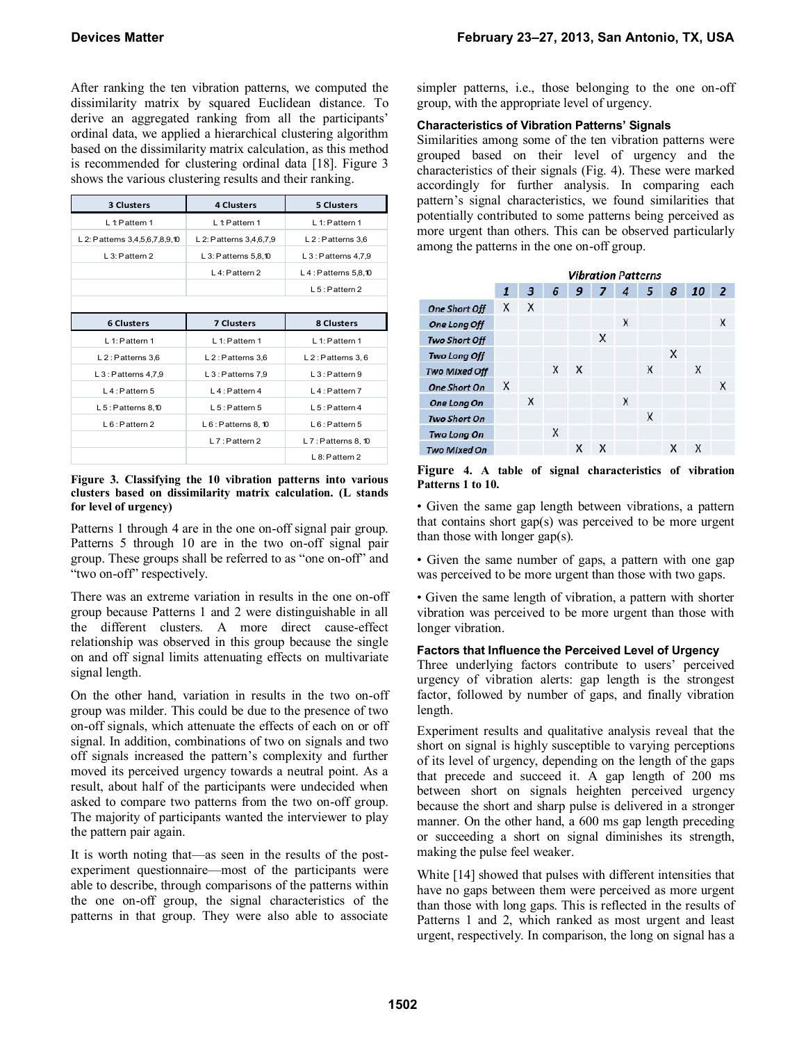After ranking the ten vibration patterns, we computed the dissimilarity matrix by squared Euclidean distance. To derive an aggregated ranking from all the participants' ordinal data, we applied a hierarchical clustering algorithm based on the dissimilarity matrix calculation, as this method is recommended for clustering ordinal data [18]. Figure 3 shows the various clustering results and their ranking.

| 3 Clusters | 4 Clusters | 5 Clusters |
|---|---|---|
| L 1: Pattern 1 | L 1: Pattern 1 | L 1: Pattern 1 |
| L 2: Patterns 3,4,5,6,7,8,9,10 | L 2: Patterns 3,4,6,7,9 | L 2 : Patterns 3,6 |
| L 3: Pattern 2 | L 3: Patterns 5,8,10 | L 3 : Patterns 4,7,9 |
| | L 4: Pattern 2 | L 4 : Patterns 5,8,10 |
| | | L 5 : Pattern 2 |

| 6 Clusters | 7 Clusters | 8 Clusters |
|---|---|---|
| L 1: Pattern 1 | L 1: Pattern 1 | L 1: Pattern 1 |
| L 2 : Patterns 3,6 | L 2 : Patterns 3,6 | L 2 : Patterns 3, 6 |
| L 3 : Patterns 4,7,9 | L 3 : Patterns 7,9 | L 3 : Pattern 9 |
| L 4 : Pattern 5 | L 4 : Pattern 4 | L 4 : Pattern 7 |
| L 5 : Patterns 8,10 | L 5 : Pattern 5 | L 5 : Pattern 4 |
| L 6 : Pattern 2 | L 6 : Patterns 8, 10 | L 6 : Pattern 5 |
| | L 7 : Pattern 2 | L 7 : Patterns 8, 10 |
| | | L 8: Pattern 2 |

**Figure 3. Classifying the 10 vibration patterns into various clusters based on dissimilarity matrix calculation. (L stands for level of urgency)**

Patterns 1 through 4 are in the one on-off signal pair group. Patterns 5 through 10 are in the two on-off signal pair group. These groups shall be referred to as "one on-off" and "two on-off" respectively.

There was an extreme variation in results in the one on-off group because Patterns 1 and 2 were distinguishable in all the different clusters. A more direct cause-effect relationship was observed in this group because the single on and off signal limits attenuating effects on multivariate signal length.

On the other hand, variation in results in the two on-off group was milder. This could be due to the presence of two on-off signals, which attenuate the effects of each on or off signal. In addition, combinations of two on signals and two off signals increased the pattern's complexity and further moved its perceived urgency towards a neutral point. As a result, about half of the participants were undecided when asked to compare two patterns from the two on-off group. The majority of participants wanted the interviewer to play the pattern pair again.

It is worth noting that—as seen in the results of the post-experiment questionnaire—most of the participants were able to describe, through comparisons of the patterns within the one on-off group, the signal characteristics of the patterns in that group. They were also able to associate simpler patterns, i.e., those belonging to the one on-off group, with the appropriate level of urgency.

### Characteristics of Vibration Patterns' Signals

Similarities among some of the ten vibration patterns were grouped based on their level of urgency and the characteristics of their signals (Fig. 4). These were marked accordingly for further analysis. In comparing each pattern's signal characteristics, we found similarities that potentially contributed to some patterns being perceived as more urgent than others. This can be observed particularly among the patterns in the one on-off group.

| | Vibration Patterns | | | | | | | | | |
|---|---|---|---|---|---|---|---|---|---|---|
| | 1 | 3 | 6 | 9 | 7 | 4 | 5 | 8 | 10 | 2 |
| One Short Off | X | X | | | | | | | | |
| One Long Off | | | | | | X | | | | X |
| Two Short Off | | | | | X | | | | | |
| Two Long Off | | | | | | | | X | | |
| Two Mixed Off | | | X | X | | | X | | X | |
| One Short On | X | | | | | | | | | X |
| One Long On | | X | | | | X | | | | |
| Two Short On | | | | | | | X | | | |
| Two Long On | | | X | | | | | | | |
| Two Mixed On | | | | X | X | | | X | X | |

**Figure 4. A table of signal characteristics of vibration Patterns 1 to 10.**

- Given the same gap length between vibrations, a pattern that contains short gap(s) was perceived to be more urgent than those with longer gap(s).
- Given the same number of gaps, a pattern with one gap was perceived to be more urgent than those with two gaps.
- Given the same length of vibration, a pattern with shorter vibration was perceived to be more urgent than those with longer vibration.

### Factors that Influence the Perceived Level of Urgency

Three underlying factors contribute to users' perceived urgency of vibration alerts: gap length is the strongest factor, followed by number of gaps, and finally vibration length.

Experiment results and qualitative analysis reveal that the short on signal is highly susceptible to varying perceptions of its level of urgency, depending on the length of the gaps that precede and succeed it. A gap length of 200 ms between short on signals heighten perceived urgency because the short and sharp pulse is delivered in a stronger manner. On the other hand, a 600 ms gap length preceding or succeeding a short on signal diminishes its strength, making the pulse feel weaker.

White [14] showed that pulses with different intensities that have no gaps between them were perceived as more urgent than those with long gaps. This is reflected in the results of Patterns 1 and 2, which ranked as most urgent and least urgent, respectively. In comparison, the long on signal has a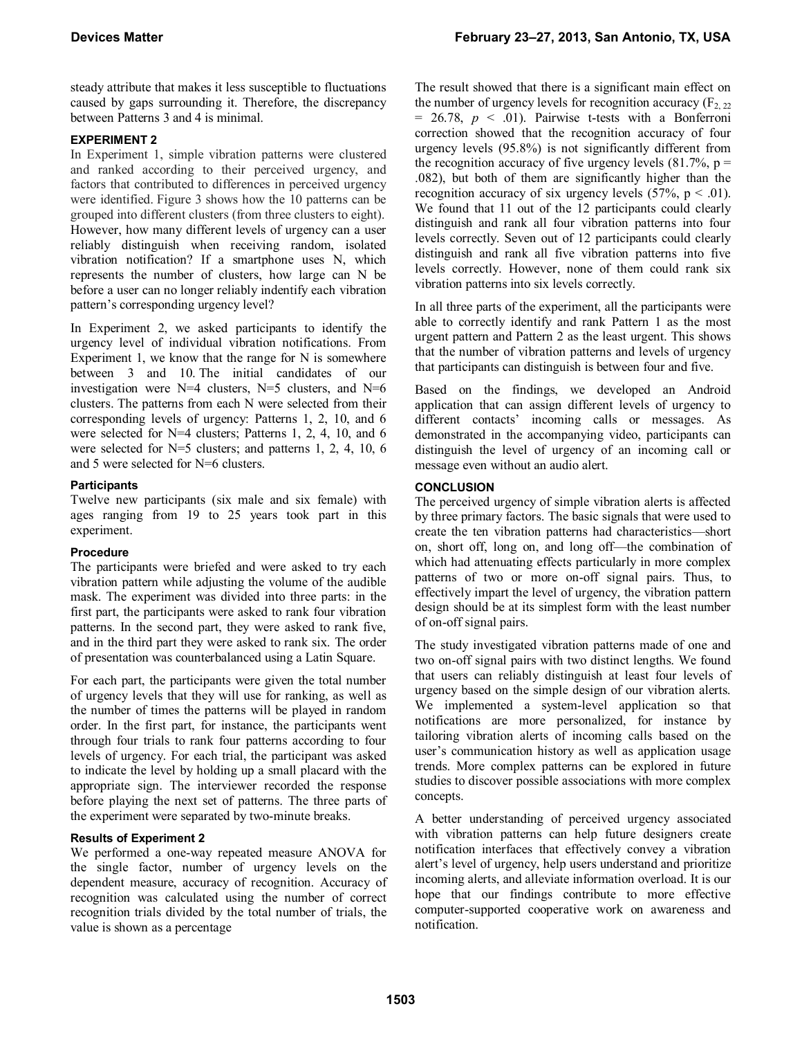steady attribute that makes it less susceptible to fluctuations caused by gaps surrounding it. Therefore, the discrepancy between Patterns 3 and 4 is minimal.

## EXPERIMENT 2

In Experiment 1, simple vibration patterns were clustered and ranked according to their perceived urgency, and factors that contributed to differences in perceived urgency were identified. Figure 3 shows how the 10 patterns can be grouped into different clusters (from three clusters to eight). However, how many different levels of urgency can a user reliably distinguish when receiving random, isolated vibration notification? If a smartphone uses N, which represents the number of clusters, how large can N be before a user can no longer reliably indentify each vibration pattern's corresponding urgency level?

In Experiment 2, we asked participants to identify the urgency level of individual vibration notifications. From Experiment 1, we know that the range for N is somewhere between 3 and 10. The initial candidates of our investigation were N=4 clusters, N=5 clusters, and N=6 clusters. The patterns from each N were selected from their corresponding levels of urgency: Patterns 1, 2, 10, and 6 were selected for N=4 clusters; Patterns 1, 2, 4, 10, and 6 were selected for N=5 clusters; and patterns 1, 2, 4, 10, 6 and 5 were selected for N=6 clusters.

### Participants

Twelve new participants (six male and six female) with ages ranging from 19 to 25 years took part in this experiment.

### Procedure

The participants were briefed and were asked to try each vibration pattern while adjusting the volume of the audible mask. The experiment was divided into three parts: in the first part, the participants were asked to rank four vibration patterns. In the second part, they were asked to rank five, and in the third part they were asked to rank six. The order of presentation was counterbalanced using a Latin Square.

For each part, the participants were given the total number of urgency levels that they will use for ranking, as well as the number of times the patterns will be played in random order. In the first part, for instance, the participants went through four trials to rank four patterns according to four levels of urgency. For each trial, the participant was asked to indicate the level by holding up a small placard with the appropriate sign. The interviewer recorded the response before playing the next set of patterns. The three parts of the experiment were separated by two-minute breaks.

### Results of Experiment 2

We performed a one-way repeated measure ANOVA for the single factor, number of urgency levels on the dependent measure, accuracy of recognition. Accuracy of recognition was calculated using the number of correct recognition trials divided by the total number of trials, the value is shown as a percentage

The result showed that there is a significant main effect on the number of urgency levels for recognition accuracy ($F_{2, 22} = 26.78$, $p < .01$). Pairwise t-tests with a Bonferroni correction showed that the recognition accuracy of four urgency levels (95.8%) is not significantly different from the recognition accuracy of five urgency levels (81.7%, $p = .082$), but both of them are significantly higher than the recognition accuracy of six urgency levels (57%, $p < .01$). We found that 11 out of the 12 participants could clearly distinguish and rank all four vibration patterns into four levels correctly. Seven out of 12 participants could clearly distinguish and rank all five vibration patterns into five levels correctly. However, none of them could rank six vibration patterns into six levels correctly.

In all three parts of the experiment, all the participants were able to correctly identify and rank Pattern 1 as the most urgent pattern and Pattern 2 as the least urgent. This shows that the number of vibration patterns and levels of urgency that participants can distinguish is between four and five.

Based on the findings, we developed an Android application that can assign different levels of urgency to different contacts' incoming calls or messages. As demonstrated in the accompanying video, participants can distinguish the level of urgency of an incoming call or message even without an audio alert.

## CONCLUSION

The perceived urgency of simple vibration alerts is affected by three primary factors. The basic signals that were used to create the ten vibration patterns had characteristics—short on, short off, long on, and long off—the combination of which had attenuating effects particularly in more complex patterns of two or more on-off signal pairs. Thus, to effectively impart the level of urgency, the vibration pattern design should be at its simplest form with the least number of on-off signal pairs.

The study investigated vibration patterns made of one and two on-off signal pairs with two distinct lengths. We found that users can reliably distinguish at least four levels of urgency based on the simple design of our vibration alerts. We implemented a system-level application so that notifications are more personalized, for instance by tailoring vibration alerts of incoming calls based on the user's communication history as well as application usage trends. More complex patterns can be explored in future studies to discover possible associations with more complex concepts.

A better understanding of perceived urgency associated with vibration patterns can help future designers create notification interfaces that effectively convey a vibration alert's level of urgency, help users understand and prioritize incoming alerts, and alleviate information overload. It is our hope that our findings contribute to more effective computer-supported cooperative work on awareness and notification.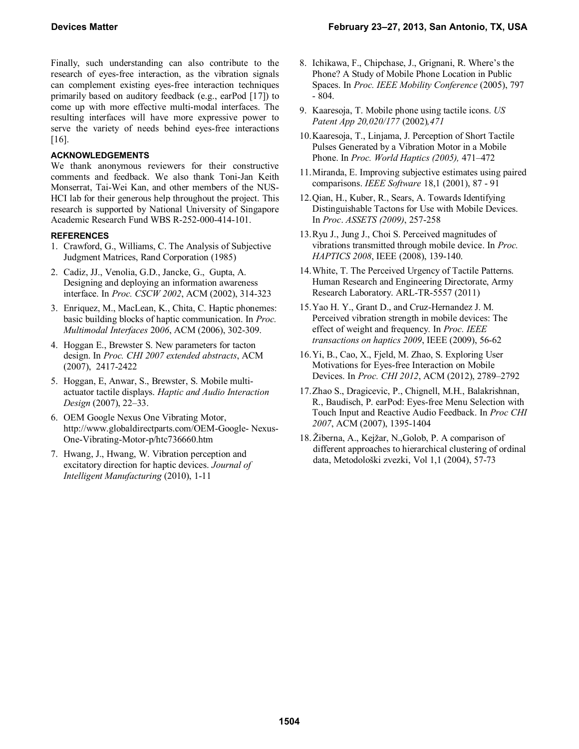Finally, such understanding can also contribute to the research of eyes-free interaction, as the vibration signals can complement existing eyes-free interaction techniques primarily based on auditory feedback (e.g., earPod [17]) to come up with more effective multi-modal interfaces. The resulting interfaces will have more expressive power to serve the variety of needs behind eyes-free interactions [16].

## ACKNOWLEDGEMENTS

We thank anonymous reviewers for their constructive comments and feedback. We also thank Toni-Jan Keith Monserrat, Tai-Wei Kan, and other members of the NUS-HCI lab for their generous help throughout the project. This research is supported by National University of Singapore Academic Research Fund WBS R-252-000-414-101.

## REFERENCES

1. Crawford, G., Williams, C. The Analysis of Subjective Judgment Matrices, Rand Corporation (1985)
2. Cadiz, JJ., Venolia, G.D., Jancke, G., Gupta, A. Designing and deploying an information awareness interface. In *Proc. CSCW 2002*, ACM (2002), 314-323
3. Enriquez, M., MacLean, K., Chita, C. Haptic phonemes: basic building blocks of haptic communication. In *Proc. Multimodal Interfaces* 2006, ACM (2006), 302-309.
4. Hoggan E., Brewster S. New parameters for tacton design. In *Proc. CHI 2007 extended abstracts*, ACM (2007), 2417-2422
5. Hoggan, E, Anwar, S., Brewster, S. Mobile multi-actuator tactile displays. *Haptic and Audio Interaction Design* (2007), 22–33.
6. OEM Google Nexus One Vibrating Motor, http://www.globaldirectparts.com/OEM-Google- Nexus-One-Vibrating-Motor-p/htc736660.htm
7. Hwang, J., Hwang, W. Vibration perception and excitatory direction for haptic devices. *Journal of Intelligent Manufacturing* (2010), 1-11
8. Ichikawa, F., Chipchase, J., Grignani, R. Where's the Phone? A Study of Mobile Phone Location in Public Spaces. In *Proc. IEEE Mobility Conference* (2005), 797 - 804.
9. Kaaresoja, T. Mobile phone using tactile icons. *US Patent App 20,020/177* (2002)*,471*
10. Kaaresoja, T., Linjama, J. Perception of Short Tactile Pulses Generated by a Vibration Motor in a Mobile Phone. In *Proc. World Haptics (2005),* 471–472
11. Miranda, E. Improving subjective estimates using paired comparisons. *IEEE Software* 18,1 (2001), 87 - 91
12. Qian, H., Kuber, R., Sears, A. Towards Identifying Distinguishable Tactons for Use with Mobile Devices. In *Proc. ASSETS (2009)*, 257-258
13. Ryu J., Jung J., Choi S. Perceived magnitudes of vibrations transmitted through mobile device. In *Proc. HAPTICS 2008*, IEEE (2008), 139-140.
14. White, T. The Perceived Urgency of Tactile Patterns. Human Research and Engineering Directorate, Army Research Laboratory. ARL-TR-5557 (2011)
15. Yao H. Y., Grant D., and Cruz-Hernandez J. M. Perceived vibration strength in mobile devices: The effect of weight and frequency. In *Proc. IEEE transactions on haptics 2009*, IEEE (2009), 56-62
16. Yi, B., Cao, X., Fjeld, M. Zhao, S. Exploring User Motivations for Eyes-free Interaction on Mobile Devices. In *Proc. CHI 2012*, ACM (2012), 2789–2792
17. Zhao S., Dragicevic, P., Chignell, M.H., Balakrishnan, R., Baudisch, P. earPod: Eyes-free Menu Selection with Touch Input and Reactive Audio Feedback. In *Proc CHI 2007*, ACM (2007), 1395-1404
18. Žiberna, A., Kejžar, N.,Golob, P. A comparison of different approaches to hierarchical clustering of ordinal data, Metodološki zvezki, Vol 1,1 (2004), 57-73